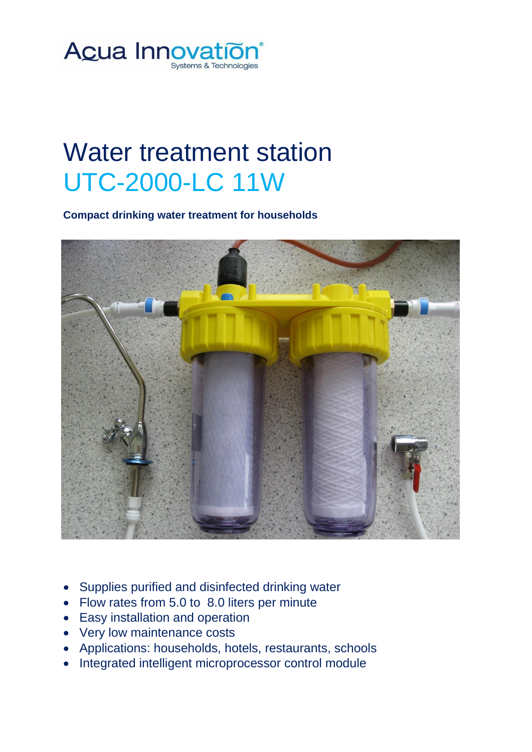Acua Innovation®
Systems & Technologies

# Water treatment station
## UTC-2000-LC 11W

**Compact drinking water treatment for households**

- Supplies purified and disinfected drinking water
- Flow rates from 5.0 to 8.0 liters per minute
- Easy installation and operation
- Very low maintenance costs
- Applications: households, hotels, restaurants, schools
- Integrated intelligent microprocessor control module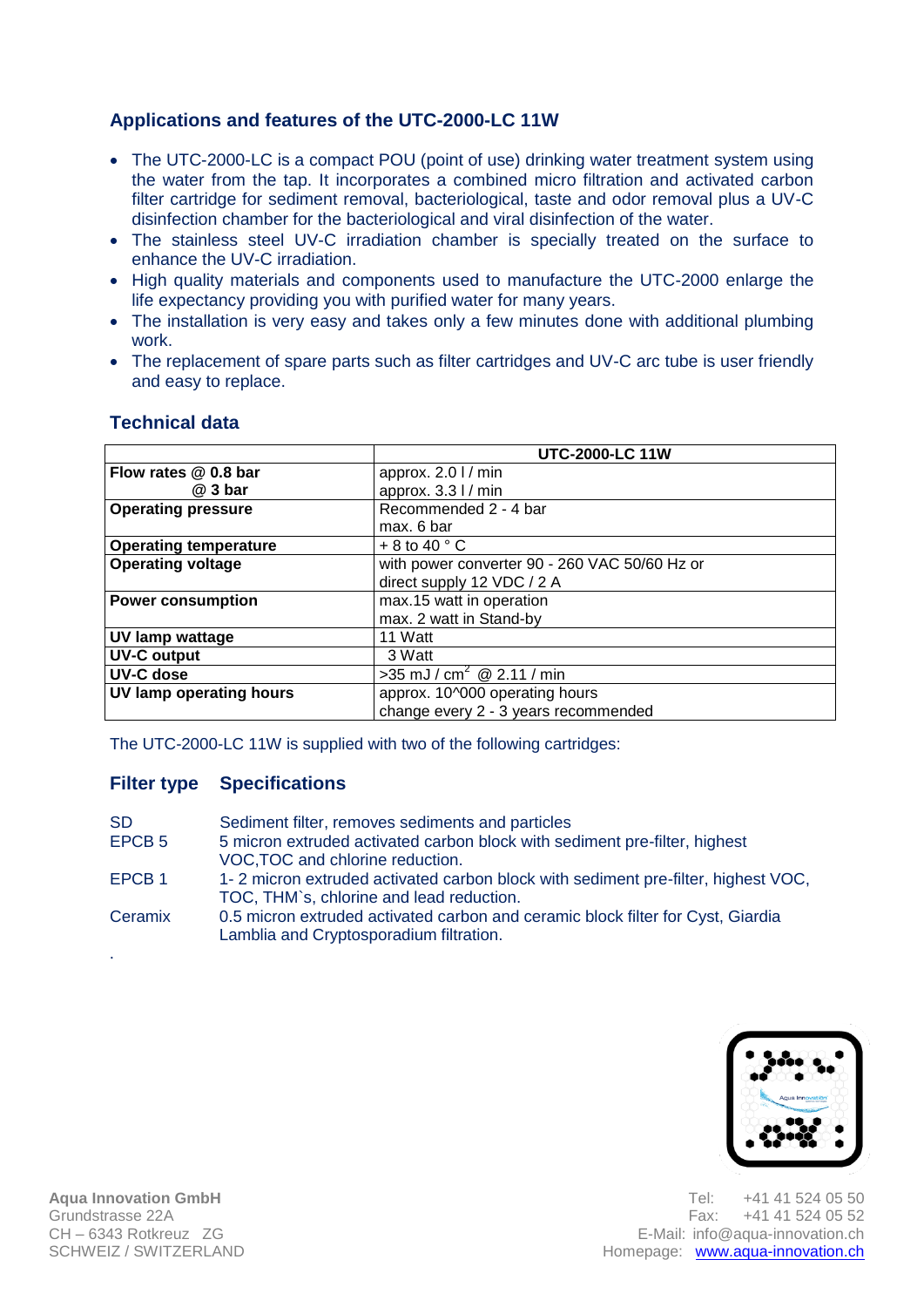## Applications and features of the UTC-2000-LC 11W

- The UTC-2000-LC is a compact POU (point of use) drinking water treatment system using the water from the tap. It incorporates a combined micro filtration and activated carbon filter cartridge for sediment removal, bacteriological, taste and odor removal plus a UV-C disinfection chamber for the bacteriological and viral disinfection of the water.
- The stainless steel UV-C irradiation chamber is specially treated on the surface to enhance the UV-C irradiation.
- High quality materials and components used to manufacture the UTC-2000 enlarge the life expectancy providing you with purified water for many years.
- The installation is very easy and takes only a few minutes done with additional plumbing work.
- The replacement of spare parts such as filter cartridges and UV-C arc tube is user friendly and easy to replace.

## Technical data

| | **UTC-2000-LC 11W** |
|---|---|
| **Flow rates @ 0.8 bar**<br>**@ 3 bar** | approx. 2.0 l / min<br>approx. 3.3 l / min |
| **Operating pressure** | Recommended 2 - 4 bar<br>max. 6 bar |
| **Operating temperature** | + 8 to 40 ° C |
| **Operating voltage** | with power converter 90 - 260 VAC 50/60 Hz or<br>direct supply 12 VDC / 2 A |
| **Power consumption** | max.15 watt in operation<br>max. 2 watt in Stand-by |
| **UV lamp wattage** | 11 Watt |
| **UV-C output** | 3 Watt |
| **UV-C dose** | >35 mJ / cm$^2$ @ 2.11 / min |
| **UV lamp operating hours** | approx. 10^000 operating hours<br>change every 2 - 3 years recommended |

The UTC-2000-LC 11W is supplied with two of the following cartridges:

| **Filter type** | **Specifications** |
|---|---|
| SD | Sediment filter, removes sediments and particles |
| EPCB 5 | 5 micron extruded activated carbon block with sediment pre-filter, highest VOC,TOC and chlorine reduction. |
| EPCB 1 | 1- 2 micron extruded activated carbon block with sediment pre-filter, highest VOC, TOC, THM`s, chlorine and lead reduction. |
| Ceramix | 0.5 micron extruded activated carbon and ceramic block filter for Cyst, Giardia Lamblia and Cryptosporadium filtration. |

.

**Aqua Innovation GmbH**
Grundstrasse 22A
CH – 6343 Rotkreuz ZG
SCHWEIZ / SWITZERLAND

Tel: +41 41 524 05 50
Fax: +41 41 524 05 52
E-Mail: info@aqua-innovation.ch
Homepage: www.aqua-innovation.ch